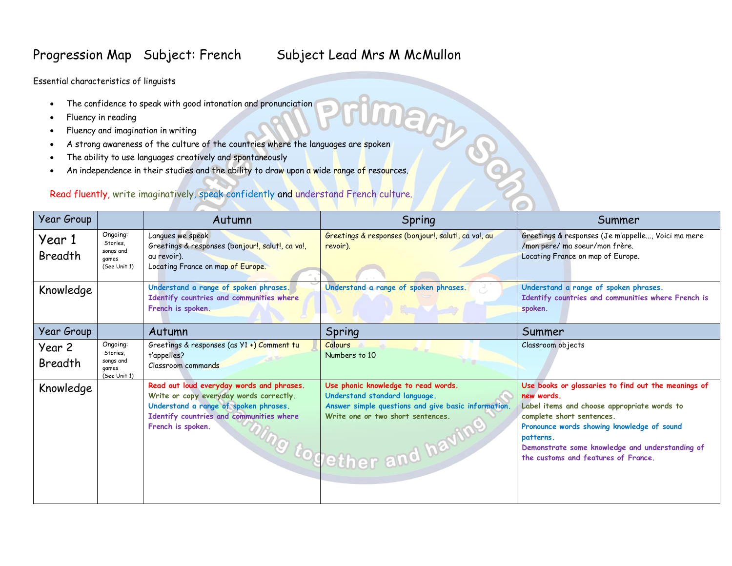# Progression Map Subject: French Subject Lead Mrs M McMullon

Essential characteristics of linguists

- The confidence to speak with good intonation and pronunciation
- Fluency in reading
- Fluency and imagination in writing
- A strong awareness of the culture of the countries where the languages are spoken
- The ability to use languages creatively and spontaneously
- An independence in their studies and the ability to draw upon a wide range of resources.

Read fluently, write imaginatively, speak confidently and understand French culture.

| Year Group | | Autumn | Spring | Summer |
|---|---|---|---|---|
| Year 1 Breadth | Ongoing: Stories, songs and games (See Unit 1) | Langues we speak<br>Greetings & responses (bonjour!, salut!, ca va!, au revoir).<br>Locating France on map of Europe. | Greetings & responses (bonjour!, salut!, ca va!, au revoir). | Greetings & responses (Je m'appelle…, Voici ma mere /mon pere/ ma soeur/mon frère.<br>Locating France on map of Europe. |
| Knowledge | | **Understand a range of spoken phrases.**<br>**Identify countries and communities where French is spoken.** | **Understand a range of spoken phrases.** | **Understand a range of spoken phrases.**<br>**Identify countries and communities where French is spoken.** |
| Year Group | | Autumn | Spring | Summer |
| Year 2 Breadth | Ongoing: Stories, songs and games (See Unit 1) | Greetings & responses (as Y1 +) Comment tu t'appelles?<br>Classroom commands | Colours<br>Numbers to 10 | Classroom objects |
| Knowledge | | **Read out loud everyday words and phrases.**<br>**Write or copy everyday words correctly.**<br>**Understand a range of spoken phrases.**<br>**Identify countries and communities where French is spoken.** | **Use phonic knowledge to read words.**<br>**Understand standard language.**<br>**Answer simple questions and give basic information.**<br>**Write one or two short sentences.** | **Use books or glossaries to find out the meanings of new words.**<br>**Label items and choose appropriate words to complete short sentences.**<br>**Pronounce words showing knowledge of sound patterns.**<br>**Demonstrate some knowledge and understanding of the customs and features of France.** |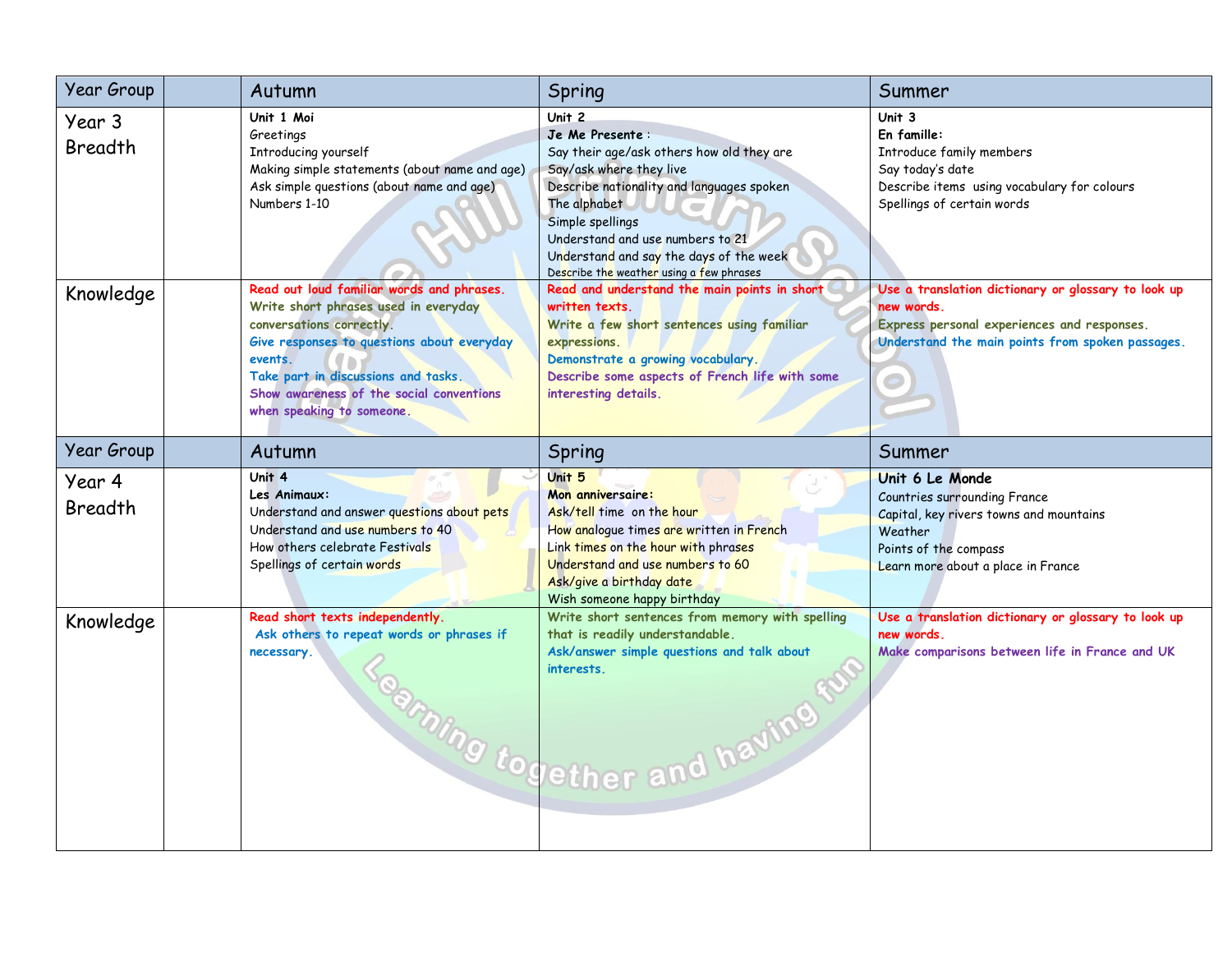| Year Group | | Autumn | Spring | Summer |
|---|---|---|---|---|
| Year 3 Breadth | | **Unit 1 Moi**<br>Greetings<br>Introducing yourself<br>Making simple statements (about name and age)<br>Ask simple questions (about name and age)<br>Numbers 1-10 | **Unit 2**<br>**Je Me Presente** :<br>Say their age/ask others how old they are<br>Say/ask where they live<br>Describe nationality and languages spoken<br>The alphabet<br>Simple spellings<br>Understand and use numbers to 21<br>Understand and say the days of the week<br>Describe the weather using a few phrases | **Unit 3**<br>**En famille:**<br>Introduce family members<br>Say today's date<br>Describe items using vocabulary for colours<br>Spellings of certain words |
| Knowledge | | **Read out loud familiar words and phrases.**<br>**Write short phrases used in everyday conversations correctly.**<br>**Give responses to questions about everyday events.**<br>**Take part in discussions and tasks.**<br>**Show awareness of the social conventions when speaking to someone.** | **Read and understand the main points in short written texts.**<br>**Write a few short sentences using familiar expressions.**<br>**Demonstrate a growing vocabulary.**<br>**Describe some aspects of French life with some interesting details.** | **Use a translation dictionary or glossary to look up new words.**<br>**Express personal experiences and responses.**<br>**Understand the main points from spoken passages.** |
| Year Group | | Autumn | Spring | Summer |
| Year 4 Breadth | | **Unit 4**<br>**Les Animaux:**<br>Understand and answer questions about pets<br>Understand and use numbers to 40<br>How others celebrate Festivals<br>Spellings of certain words | **Unit 5**<br>**Mon anniversaire:**<br>Ask/tell time on the hour<br>How analogue times are written in French<br>Link times on the hour with phrases<br>Understand and use numbers to 60<br>Ask/give a birthday date<br>Wish someone happy birthday | **Unit 6 Le Monde**<br>Countries surrounding France<br>Capital, key rivers towns and mountains<br>Weather<br>Points of the compass<br>Learn more about a place in France |
| Knowledge | | **Read short texts independently.**<br>**Ask others to repeat words or phrases if necessary.** | **Write short sentences from memory with spelling that is readily understandable.**<br>**Ask/answer simple questions and talk about interests.** | **Use a translation dictionary or glossary to look up new words.**<br>**Make comparisons between life in France and UK** |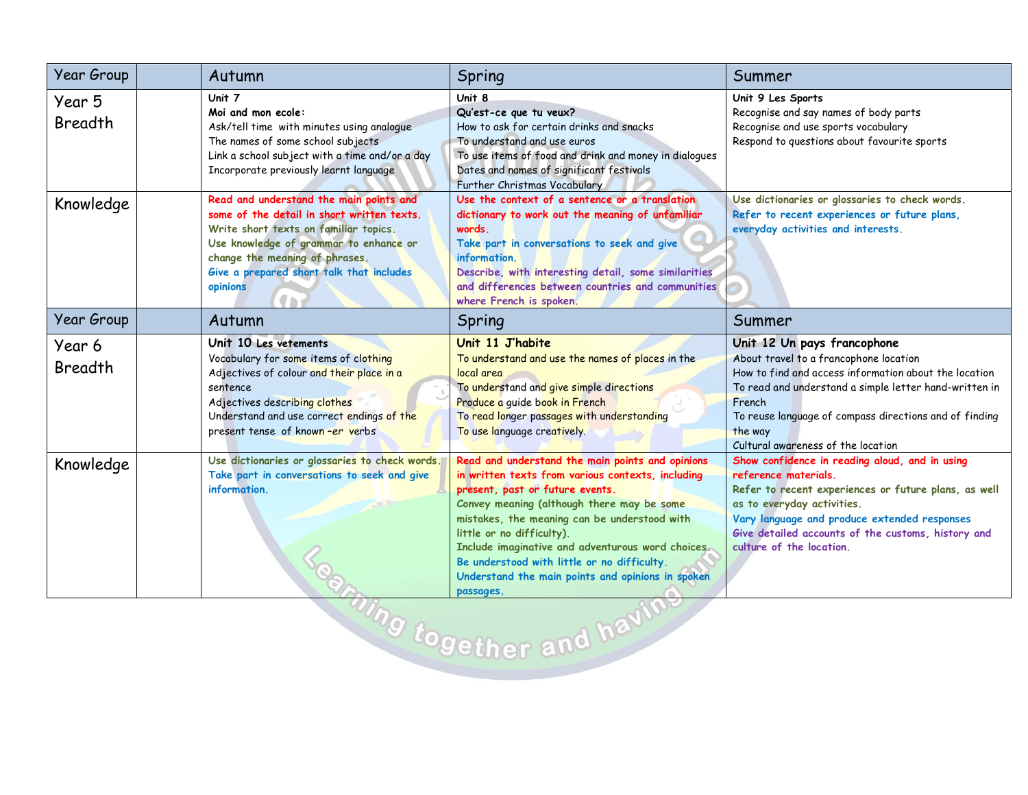| Year Group | | Autumn | Spring | Summer |
|---|---|---|---|---|
| Year 5 Breadth | | **Unit 7**<br>**Moi and mon ecole:**<br>Ask/tell time with minutes using analogue<br>The names of some school subjects<br>Link a school subject with a time and/or a day<br>Incorporate previously learnt language | **Unit 8**<br>**Qu'est-ce que tu veux?**<br>How to ask for certain drinks and snacks<br>To understand and use euros<br>To use items of food and drink and money in dialogues<br>Dates and names of significant festivals<br>Further Christmas Vocabulary | **Unit 9 Les Sports**<br>Recognise and say names of body parts<br>Recognise and use sports vocabulary<br>Respond to questions about favourite sports |
| Knowledge | | Read and understand the main points and some of the detail in short written texts.<br>Write short texts on familiar topics.<br>Use knowledge of grammar to enhance or change the meaning of phrases.<br>Give a prepared short talk that includes opinions | Use the context of a sentence or a translation dictionary to work out the meaning of unfamiliar words.<br>Take part in conversations to seek and give information.<br>Describe, with interesting detail, some similarities and differences between countries and communities where French is spoken. | Use dictionaries or glossaries to check words.<br>Refer to recent experiences or future plans, everyday activities and interests. |
| **Year Group** | | **Autumn** | **Spring** | **Summer** |
| Year 6 Breadth | | **Unit 10 Les vetements**<br>Vocabulary for some items of clothing<br>Adjectives of colour and their place in a sentence<br>Adjectives describing clothes<br>Understand and use correct endings of the present tense of known *–er* verbs | **Unit 11 J'habite**<br>To understand and use the names of places in the local area<br>To understand and give simple directions<br>Produce a guide book in French<br>To read longer passages with understanding<br>To use language creatively. | **Unit 12 Un pays francophone**<br>About travel to a francophone location<br>How to find and access information about the location<br>To read and understand a simple letter hand-written in French<br>To reuse language of compass directions and of finding the way<br>Cultural awareness of the location |
| Knowledge | | Use dictionaries or glossaries to check words.<br>Take part in conversations to seek and give information. | Read and understand the main points and opinions in written texts from various contexts, including present, past or future events.<br>Convey meaning (although there may be some mistakes, the meaning can be understood with little or no difficulty).<br>Include imaginative and adventurous word choices.<br>Be understood with little or no difficulty.<br>Understand the main points and opinions in spoken passages. | Show confidence in reading aloud, and in using reference materials.<br>Refer to recent experiences or future plans, as well as to everyday activities.<br>Vary language and produce extended responses<br>Give detailed accounts of the customs, history and culture of the location. |

Learning together and having fun